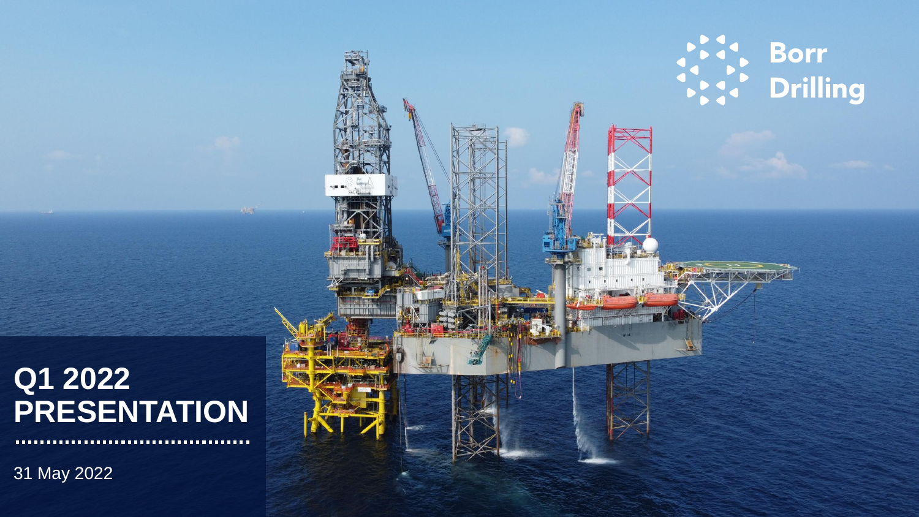Borr Drilling

# Q1 2022 PRESENTATION

31 May 2022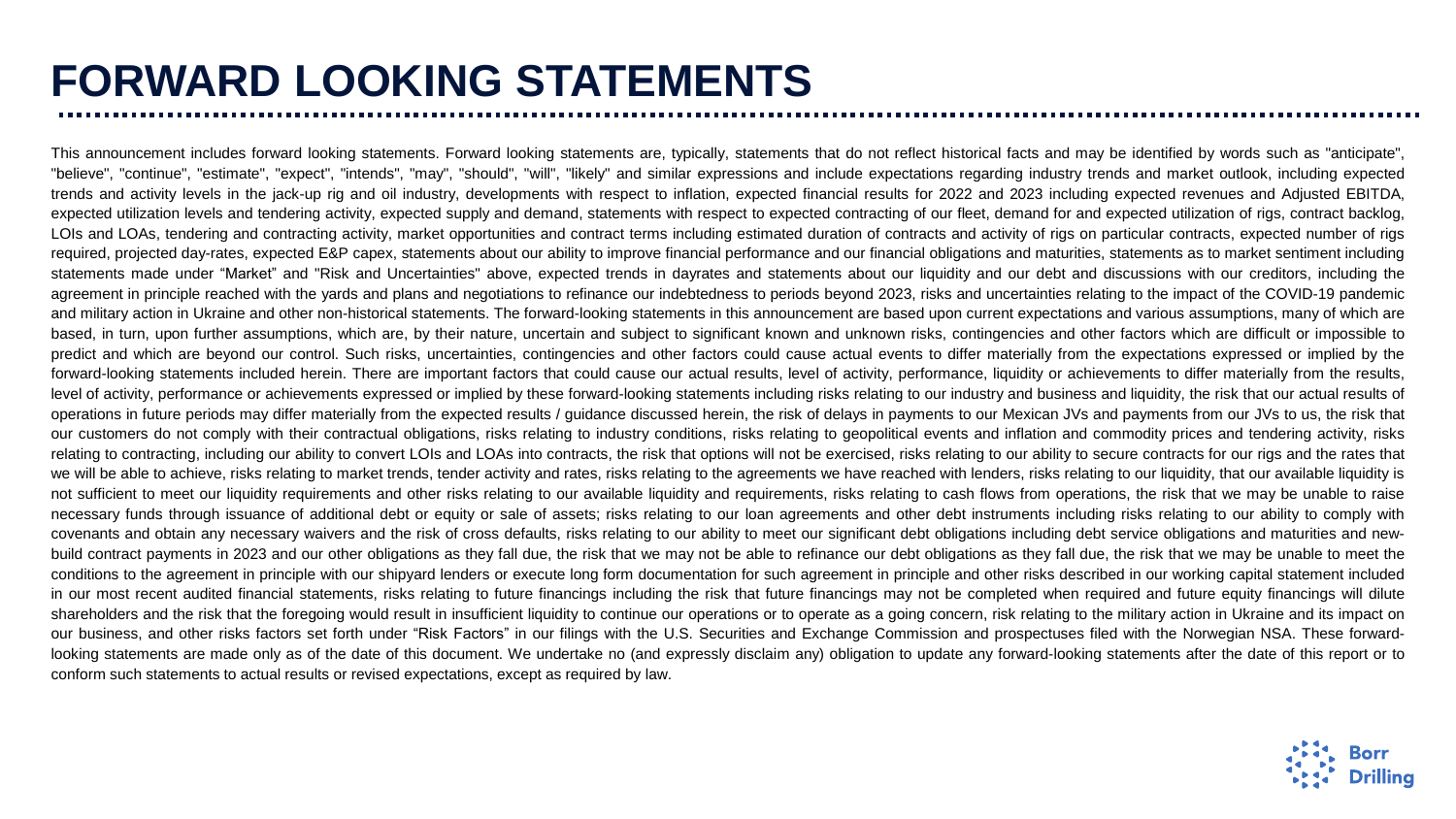# FORWARD LOOKING STATEMENTS

This announcement includes forward looking statements. Forward looking statements are, typically, statements that do not reflect historical facts and may be identified by words such as "anticipate", "believe", "continue", "estimate", "expect", "intends", "may", "should", "will", "likely" and similar expressions and include expectations regarding industry trends and market outlook, including expected trends and activity levels in the jack-up rig and oil industry, developments with respect to inflation, expected financial results for 2022 and 2023 including expected revenues and Adjusted EBITDA, expected utilization levels and tendering activity, expected supply and demand, statements with respect to expected contracting of our fleet, demand for and expected utilization of rigs, contract backlog, LOIs and LOAs, tendering and contracting activity, market opportunities and contract terms including estimated duration of contracts and activity of rigs on particular contracts, expected number of rigs required, projected day-rates, expected E&P capex, statements about our ability to improve financial performance and our financial obligations and maturities, statements as to market sentiment including statements made under "Market" and "Risk and Uncertainties" above, expected trends in dayrates and statements about our liquidity and our debt and discussions with our creditors, including the agreement in principle reached with the yards and plans and negotiations to refinance our indebtedness to periods beyond 2023, risks and uncertainties relating to the impact of the COVID-19 pandemic and military action in Ukraine and other non-historical statements. The forward-looking statements in this announcement are based upon current expectations and various assumptions, many of which are based, in turn, upon further assumptions, which are, by their nature, uncertain and subject to significant known and unknown risks, contingencies and other factors which are difficult or impossible to predict and which are beyond our control. Such risks, uncertainties, contingencies and other factors could cause actual events to differ materially from the expectations expressed or implied by the forward-looking statements included herein. There are important factors that could cause our actual results, level of activity, performance, liquidity or achievements to differ materially from the results, level of activity, performance or achievements expressed or implied by these forward-looking statements including risks relating to our industry and business and liquidity, the risk that our actual results of operations in future periods may differ materially from the expected results / guidance discussed herein, the risk of delays in payments to our Mexican JVs and payments from our JVs to us, the risk that our customers do not comply with their contractual obligations, risks relating to industry conditions, risks relating to geopolitical events and inflation and commodity prices and tendering activity, risks relating to contracting, including our ability to convert LOIs and LOAs into contracts, the risk that options will not be exercised, risks relating to our ability to secure contracts for our rigs and the rates that we will be able to achieve, risks relating to market trends, tender activity and rates, risks relating to the agreements we have reached with lenders, risks relating to our liquidity, that our available liquidity is not sufficient to meet our liquidity requirements and other risks relating to our available liquidity and requirements, risks relating to cash flows from operations, the risk that we may be unable to raise necessary funds through issuance of additional debt or equity or sale of assets; risks relating to our loan agreements and other debt instruments including risks relating to our ability to comply with covenants and obtain any necessary waivers and the risk of cross defaults, risks relating to our ability to meet our significant debt obligations including debt service obligations and maturities and new-build contract payments in 2023 and our other obligations as they fall due, the risk that we may not be able to refinance our debt obligations as they fall due, the risk that we may be unable to meet the conditions to the agreement in principle with our shipyard lenders or execute long form documentation for such agreement in principle and other risks described in our working capital statement included in our most recent audited financial statements, risks relating to future financings including the risk that future financings may not be completed when required and future equity financings will dilute shareholders and the risk that the foregoing would result in insufficient liquidity to continue our operations or to operate as a going concern, risk relating to the military action in Ukraine and its impact on our business, and other risks factors set forth under "Risk Factors" in our filings with the U.S. Securities and Exchange Commission and prospectuses filed with the Norwegian NSA. These forward-looking statements are made only as of the date of this document. We undertake no (and expressly disclaim any) obligation to update any forward-looking statements after the date of this report or to conform such statements to actual results or revised expectations, except as required by law.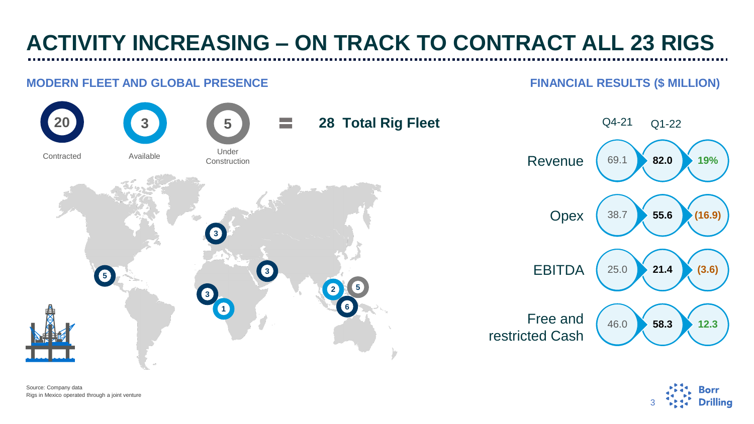# ACTIVITY INCREASING – ON TRACK TO CONTRACT ALL 23 RIGS

## MODERN FLEET AND GLOBAL PRESENCE

**20** Contracted + **3** Available + **5** Under Construction = **28 Total Rig Fleet**

## FINANCIAL RESULTS ($ MILLION)

| | Q4-21 | Q1-22 | |
|---|---|---|---|
| Revenue | 69.1 | **82.0** | **19%** |
| Opex | 38.7 | **55.6** | **(16.9)** |
| EBITDA | 25.0 | **21.4** | **(3.6)** |
| Free and restricted Cash | 46.0 | **58.3** | **12.3** |

Source: Company data
Rigs in Mexico operated through a joint venture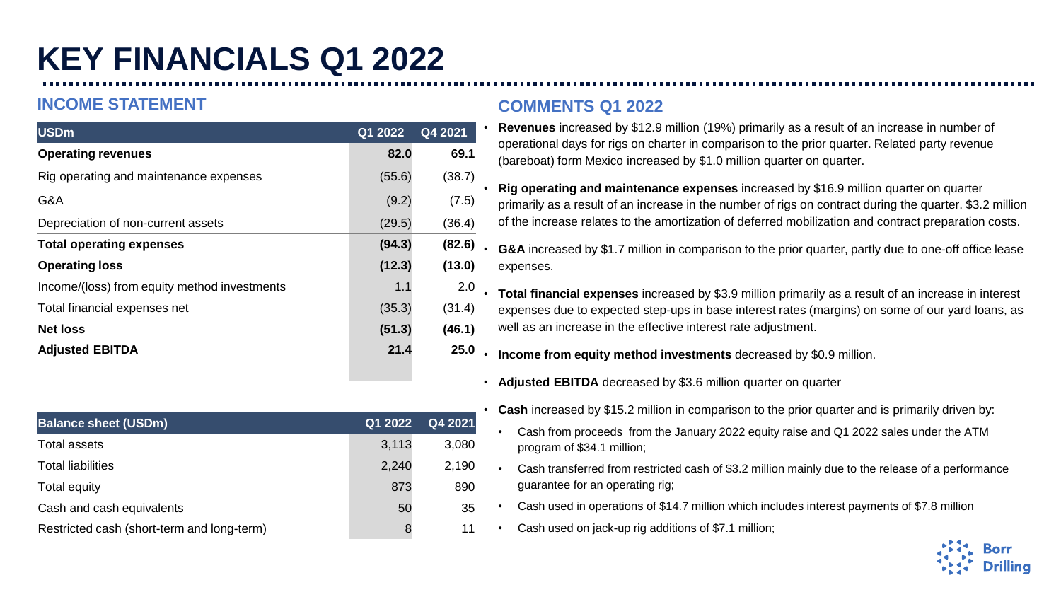# KEY FINANCIALS Q1 2022

## INCOME STATEMENT

| USDm | Q1 2022 | Q4 2021 |
|---|---|---|
| **Operating revenues** | **82.0** | **69.1** |
| Rig operating and maintenance expenses | (55.6) | (38.7) |
| G&A | (9.2) | (7.5) |
| Depreciation of non-current assets | (29.5) | (36.4) |
| **Total operating expenses** | **(94.3)** | **(82.6)** |
| **Operating loss** | **(12.3)** | **(13.0)** |
| Income/(loss) from equity method investments | 1.1 | 2.0 |
| Total financial expenses net | (35.3) | (31.4) |
| **Net loss** | **(51.3)** | **(46.1)** |
| **Adjusted EBITDA** | **21.4** | **25.0** |

| Balance sheet (USDm) | Q1 2022 | Q4 2021 |
|---|---|---|
| Total assets | 3,113 | 3,080 |
| Total liabilities | 2,240 | 2,190 |
| Total equity | 873 | 890 |
| Cash and cash equivalents | 50 | 35 |
| Restricted cash (short-term and long-term) | 8 | 11 |

## COMMENTS Q1 2022

- **Revenues** increased by $12.9 million (19%) primarily as a result of an increase in number of operational days for rigs on charter in comparison to the prior quarter. Related party revenue (bareboat) form Mexico increased by $1.0 million quarter on quarter.
- **Rig operating and maintenance expenses** increased by $16.9 million quarter on quarter primarily as a result of an increase in the number of rigs on contract during the quarter. $3.2 million of the increase relates to the amortization of deferred mobilization and contract preparation costs.
- **G&A** increased by $1.7 million in comparison to the prior quarter, partly due to one-off office lease expenses.
- **Total financial expenses** increased by $3.9 million primarily as a result of an increase in interest expenses due to expected step-ups in base interest rates (margins) on some of our yard loans, as well as an increase in the effective interest rate adjustment.
- **Income from equity method investments** decreased by $0.9 million.
- **Adjusted EBITDA** decreased by $3.6 million quarter on quarter
- **Cash** increased by $15.2 million in comparison to the prior quarter and is primarily driven by:
  - Cash from proceeds from the January 2022 equity raise and Q1 2022 sales under the ATM program of $34.1 million;
  - Cash transferred from restricted cash of $3.2 million mainly due to the release of a performance guarantee for an operating rig;
  - Cash used in operations of $14.7 million which includes interest payments of $7.8 million
  - Cash used on jack-up rig additions of $7.1 million;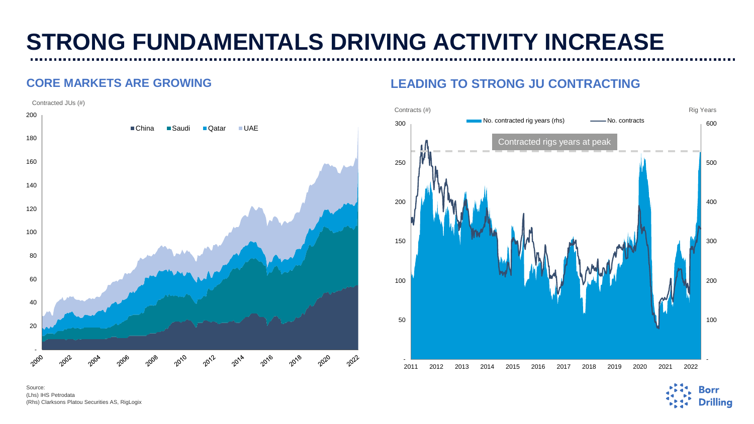# STRONG FUNDAMENTALS DRIVING ACTIVITY INCREASE

## CORE MARKETS ARE GROWING

Contracted JUs (#)

China | Saudi | Qatar | UAE

## LEADING TO STRONG JU CONTRACTING

Contracts (#) | Rig Years

No. contracted rig years (rhs) | No. contracts

Contracted rigs years at peak

Source:
(Lhs) IHS Petrodata
(Rhs) Clarksons Platou Securities AS, RigLogix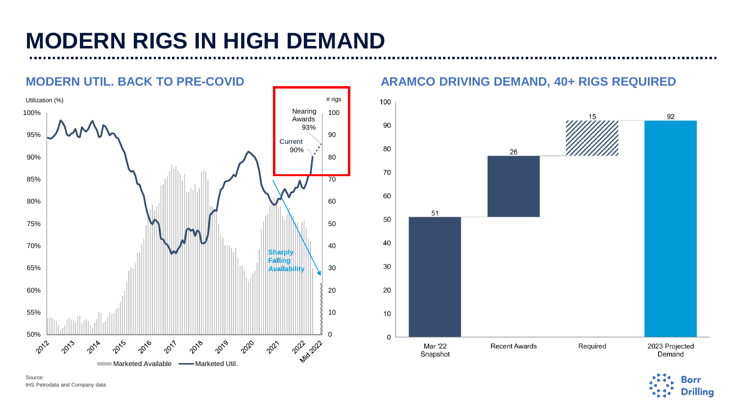# MODERN RIGS IN HIGH DEMAND

## MODERN UTIL. BACK TO PRE-COVID

Utilization (%) | # rigs

100% | 100
95% | 90
90% | 80
85% | 70
80% | 60
75% | 50
70% | 40
65% | 30
60% | 20
55% | 10
50% | 0

2012, 2013, 2014, 2015, 2016, 2017, 2018, 2019, 2020, 2021, 2022, Mid 2022

Nearing Awards 93%

Current 90%

Sharply Falling Availability

Marketed Available — Marketed Util.

## ARAMCO DRIVING DEMAND, 40+ RIGS REQUIRED

| | Mar '22 Snapshot | Recent Awards | Required | 2023 Projected Demand |
|---|---|---|---|---|
| Rigs | 51 | 26 | 15 | 92 |

Source:
IHS Petrodata and Company data

Borr Drilling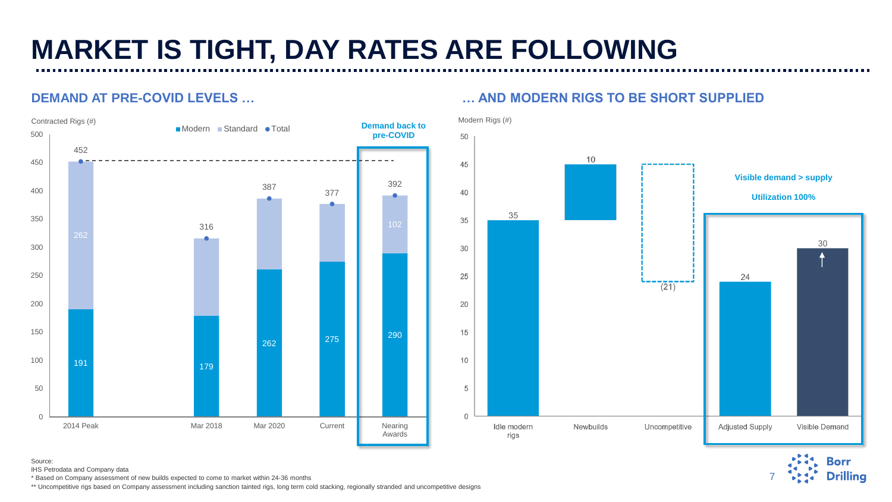# MARKET IS TIGHT, DAY RATES ARE FOLLOWING

## DEMAND AT PRE-COVID LEVELS …

Contracted Rigs (#)

| | Modern | Standard | Total |
|---|---|---|---|
| 2014 Peak | 191 | 262 | 452 |
| Mar 2018 | 179 | | 316 |
| Mar 2020 | 262 | | 387 |
| Current | 275 | | 377 |
| Nearing Awards | 290 | 102 | 392 |

Demand back to pre-COVID

## … AND MODERN RIGS TO BE SHORT SUPPLIED

Modern Rigs (#)

| Idle modern rigs | Newbuilds | Uncompetitive | Adjusted Supply | Visible Demand |
|---|---|---|---|---|
| 35 | 10 | (21) | 24 | 30 |

Visible demand > supply

Utilization 100%

Source:
IHS Petrodata and Company data
* Based on Company assessment of new builds expected to come to market within 24-36 months
** Uncompetitive rigs based on Company assessment including sanction tainted rigs, long term cold stacking, regionally stranded and uncompetitive designs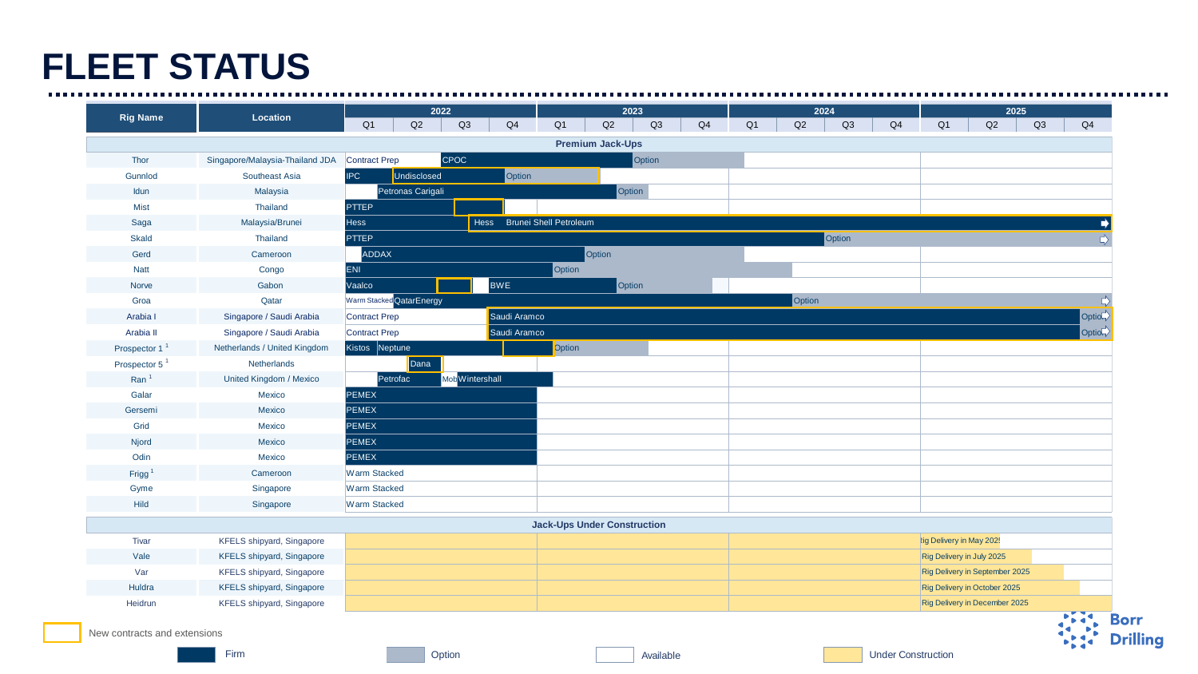# FLEET STATUS

| Rig Name | Location | 2022 | | | | 2023 | | | | 2024 | | | | 2025 | | | |
|---|---|---|---|---|---|---|---|---|---|---|---|---|---|---|---|---|---|
| | | Q1 | Q2 | Q3 | Q4 | Q1 | Q2 | Q3 | Q4 | Q1 | Q2 | Q3 | Q4 | Q1 | Q2 | Q3 | Q4 |
| **Premium Jack-Ups** | | | | | | | | | | | | | | | | | |
| Thor | Singapore/Malaysia-Thailand JDA | Contract Prep | | CPOC | | | | | Option | | | | | | | | |
| Gunnlod | Southeast Asia | IPC | Undisclosed | | | Option | | | | | | | | | | | |
| Idun | Malaysia | | Petronas Carigali | | | | | | Option | | | | | | | | |
| Mist | Thailand | PTTEP | | | | | | | | | | | | | | | |
| Saga | Malaysia/Brunei | Hess | | Hess | Brunei Shell Petroleum | | | | | | | | | | | | |
| Skald | Thailand | PTTEP | | | | | | | | | | Option | | | | | |
| Gerd | Cameroon | | ADDAX | | | | | Option | | | | | | | | | |
| Natt | Congo | ENI | | | | | Option | | | | | | | | | | |
| Norve | Gabon | Vaalco | | | | BWE | | | Option | | | | | | | | |
| Groa | Qatar | Warm Stacked | QatarEnergy | | | | | | | | | Option | | | | | |
| Arabia I | Singapore / Saudi Arabia | Contract Prep | | | | Saudi Aramco | | | | | | | | | | | Option |
| Arabia II | Singapore / Saudi Arabia | Contract Prep | | | | Saudi Aramco | | | | | | | | | | | Option |
| Prospector 1 [1] | Netherlands / United Kingdom | Kistos | Neptune | | | | Option | | | | | | | | | | |
| Prospector 5 [1] | Netherlands | | Dana | | | | | | | | | | | | | | |
| Ran [1] | United Kingdom / Mexico | | Petrofac | Mob | Wintershall | | | | | | | | | | | | |
| Galar | Mexico | PEMEX | | | | | | | | | | | | | | | |
| Gersemi | Mexico | PEMEX | | | | | | | | | | | | | | | |
| Grid | Mexico | PEMEX | | | | | | | | | | | | | | | |
| Njord | Mexico | PEMEX | | | | | | | | | | | | | | | |
| Odin | Mexico | PEMEX | | | | | | | | | | | | | | | |
| Frigg [1] | Cameroon | Warm Stacked | | | | | | | | | | | | | | | |
| Gyme | Singapore | Warm Stacked | | | | | | | | | | | | | | | |
| Hild | Singapore | Warm Stacked | | | | | | | | | | | | | | | |
| **Jack-Ups Under Construction** | | | | | | | | | | | | | | | | | |
| Tivar | KFELS shipyard, Singapore | | | | | | | | | | | | | Rig Delivery in May 2025 | | | |
| Vale | KFELS shipyard, Singapore | | | | | | | | | | | | | Rig Delivery in July 2025 | | | |
| Var | KFELS shipyard, Singapore | | | | | | | | | | | | | Rig Delivery in September 2025 | | | |
| Huldra | KFELS shipyard, Singapore | | | | | | | | | | | | | Rig Delivery in October 2025 | | | |
| Heidrun | KFELS shipyard, Singapore | | | | | | | | | | | | | Rig Delivery in December 2025 | | | |

New contracts and extensions

Firm | Option | Available | Under Construction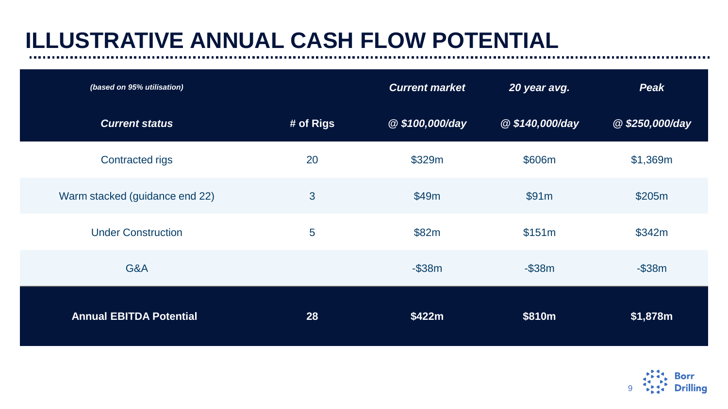# ILLUSTRATIVE ANNUAL CASH FLOW POTENTIAL

| *(based on 95% utilisation)* | | *Current market* | *20 year avg.* | *Peak* |
|---|---|---|---|---|
| ***Current status*** | **# of Rigs** | **@ *$100,000/day*** | **@ *$140,000/day*** | **@ *$250,000/day*** |
| Contracted rigs | 20 | $329m | $606m | $1,369m |
| Warm stacked (guidance end 22) | 3 | $49m | $91m | $205m |
| Under Construction | 5 | $82m | $151m | $342m |
| G&A | | -$38m | -$38m | -$38m |
| **Annual EBITDA Potential** | **28** | **$422m** | **$810m** | **$1,878m** |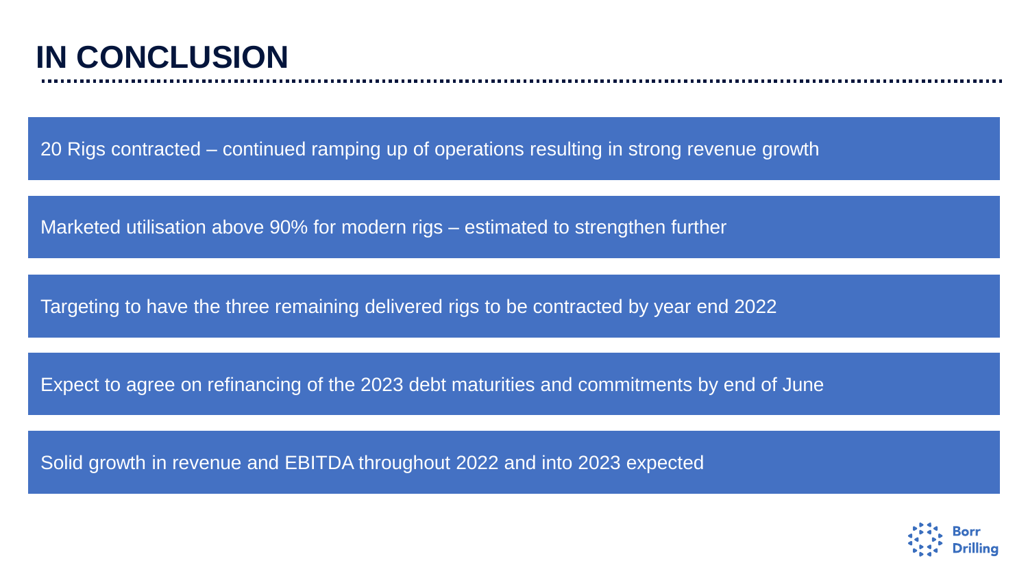# IN CONCLUSION

20 Rigs contracted – continued ramping up of operations resulting in strong revenue growth

Marketed utilisation above 90% for modern rigs – estimated to strengthen further

Targeting to have the three remaining delivered rigs to be contracted by year end 2022

Expect to agree on refinancing of the 2023 debt maturities and commitments by end of June

Solid growth in revenue and EBITDA throughout 2022 and into 2023 expected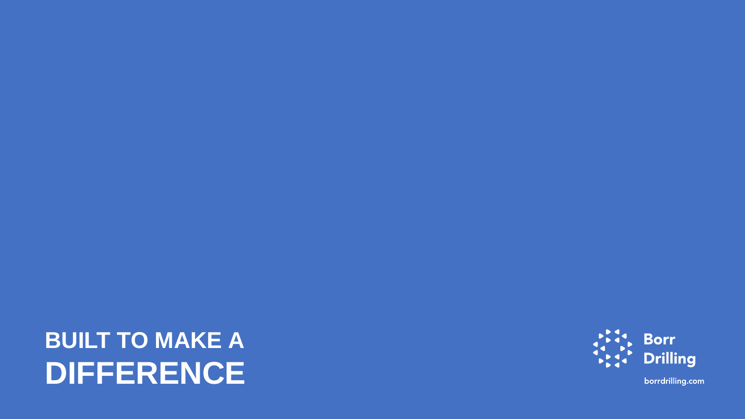# BUILT TO MAKE A DIFFERENCE

Borr Drilling

borrdrilling.com